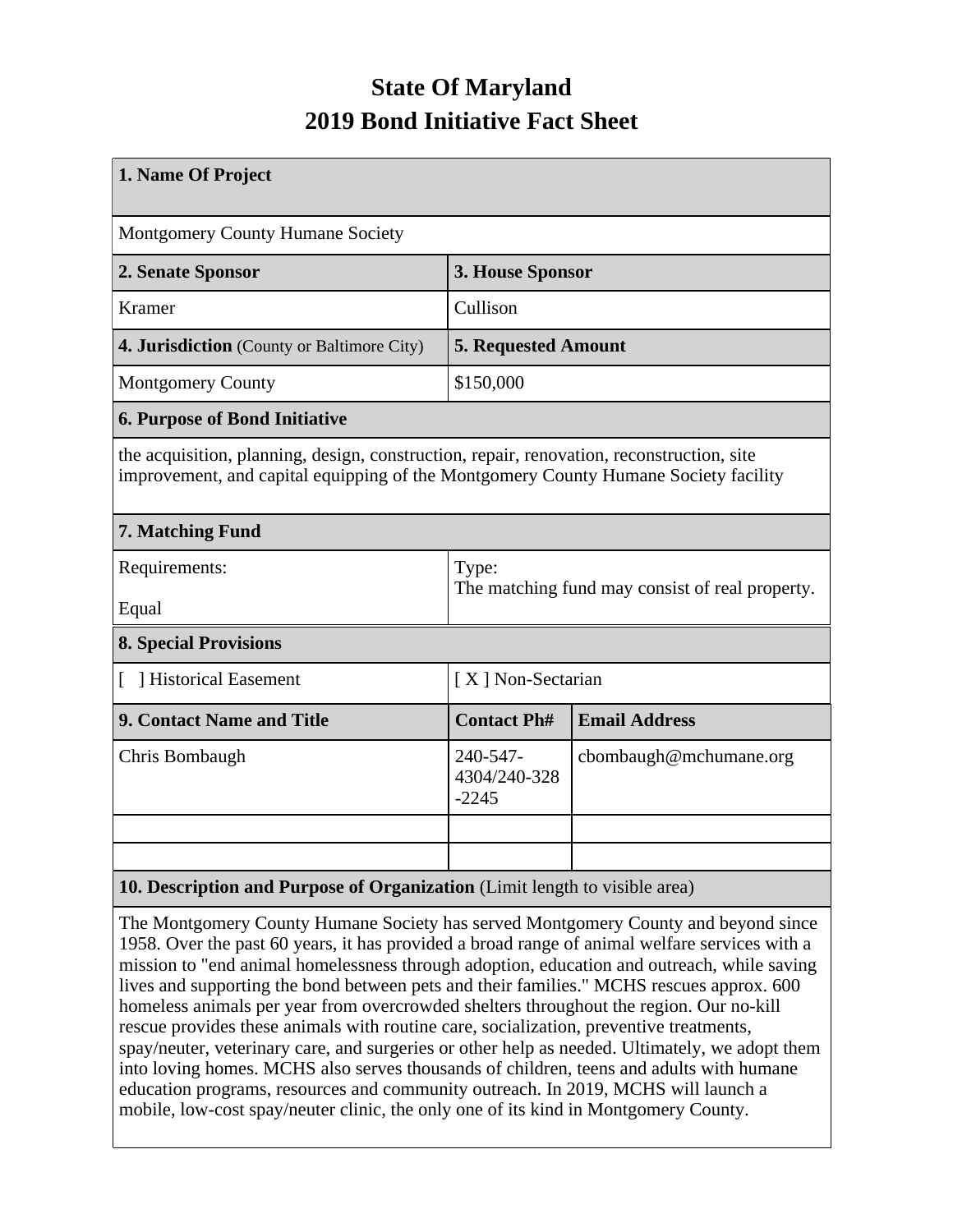# State Of Maryland
# 2019 Bond Initiative Fact Sheet

| **1. Name Of Project** | | |
|---|---|---|
| Montgomery County Humane Society | | |
| **2. Senate Sponsor** | **3. House Sponsor** | |
| Kramer | Cullison | |
| **4. Jurisdiction** (County or Baltimore City) | **5. Requested Amount** | |
| Montgomery County | $150,000 | |
| **6. Purpose of Bond Initiative** | | |
| the acquisition, planning, design, construction, repair, renovation, reconstruction, site improvement, and capital equipping of the Montgomery County Humane Society facility | | |
| **7. Matching Fund** | | |
| Requirements: Equal | Type: The matching fund may consist of real property. | |
| **8. Special Provisions** | | |
| [ ] Historical Easement | [ X ] Non-Sectarian | |
| **9. Contact Name and Title** | **Contact Ph#** | **Email Address** |
| Chris Bombaugh | 240-547-4304/240-328-2245 | cbombaugh@mchumane.org |
| | | |
| | | |
| **10. Description and Purpose of Organization** (Limit length to visible area) | | |
| The Montgomery County Humane Society has served Montgomery County and beyond since 1958. Over the past 60 years, it has provided a broad range of animal welfare services with a mission to "end animal homelessness through adoption, education and outreach, while saving lives and supporting the bond between pets and their families." MCHS rescues approx. 600 homeless animals per year from overcrowded shelters throughout the region. Our no-kill rescue provides these animals with routine care, socialization, preventive treatments, spay/neuter, veterinary care, and surgeries or other help as needed. Ultimately, we adopt them into loving homes. MCHS also serves thousands of children, teens and adults with humane education programs, resources and community outreach. In 2019, MCHS will launch a mobile, low-cost spay/neuter clinic, the only one of its kind in Montgomery County. | | |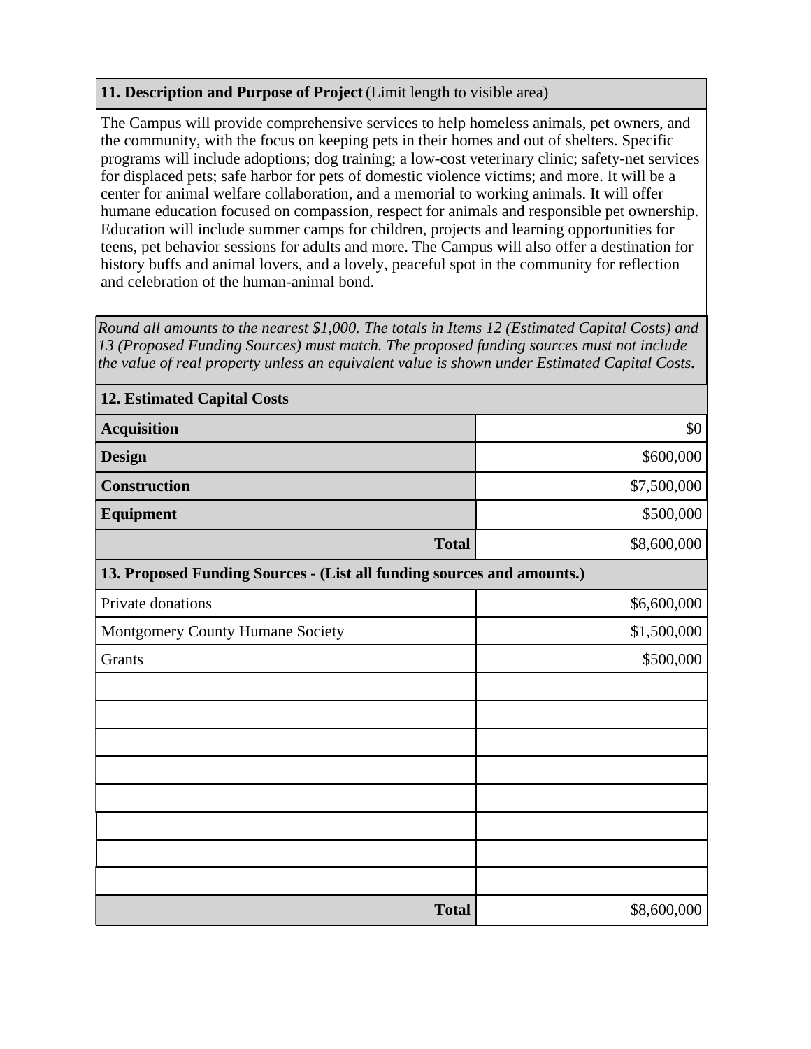**11. Description and Purpose of Project** (Limit length to visible area)

The Campus will provide comprehensive services to help homeless animals, pet owners, and the community, with the focus on keeping pets in their homes and out of shelters. Specific programs will include adoptions; dog training; a low-cost veterinary clinic; safety-net services for displaced pets; safe harbor for pets of domestic violence victims; and more. It will be a center for animal welfare collaboration, and a memorial to working animals. It will offer humane education focused on compassion, respect for animals and responsible pet ownership. Education will include summer camps for children, projects and learning opportunities for teens, pet behavior sessions for adults and more. The Campus will also offer a destination for history buffs and animal lovers, and a lovely, peaceful spot in the community for reflection and celebration of the human-animal bond.

*Round all amounts to the nearest $1,000. The totals in Items 12 (Estimated Capital Costs) and 13 (Proposed Funding Sources) must match. The proposed funding sources must not include the value of real property unless an equivalent value is shown under Estimated Capital Costs.*

| **12. Estimated Capital Costs** | |
|---|---|
| **Acquisition** | $0 |
| **Design** | $600,000 |
| **Construction** | $7,500,000 |
| **Equipment** | $500,000 |
| **Total** | $8,600,000 |

| **13. Proposed Funding Sources - (List all funding sources and amounts.)** | |
|---|---|
| Private donations | $6,600,000 |
| Montgomery County Humane Society | $1,500,000 |
| Grants | $500,000 |
| | |
| | |
| | |
| | |
| | |
| | |
| | |
| | |
| **Total** | $8,600,000 |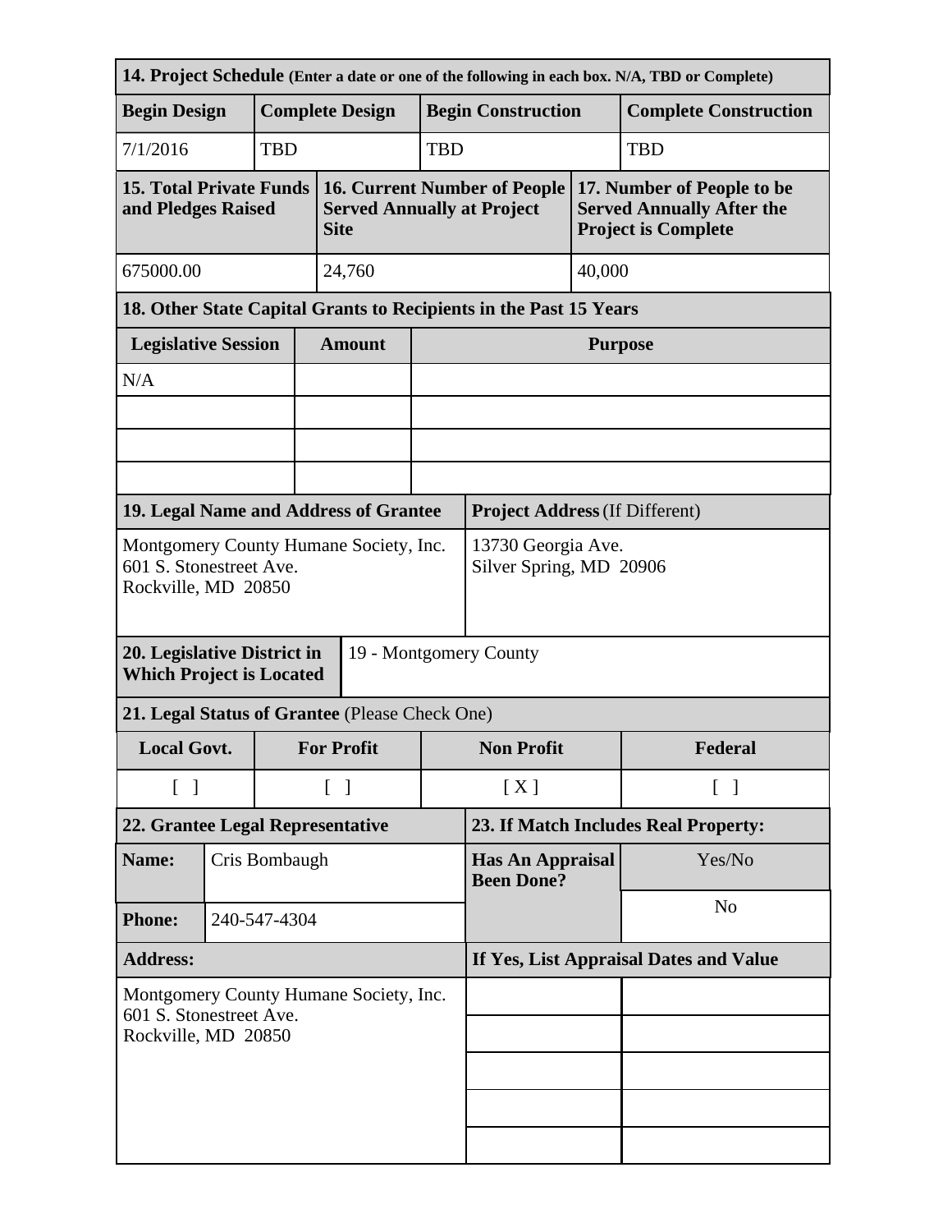**14. Project Schedule** (Enter a date or one of the following in each box. N/A, TBD or Complete)

| Begin Design | Complete Design | Begin Construction | Complete Construction |
|---|---|---|---|
| 7/1/2016 | TBD | TBD | TBD |

| 15. Total Private Funds and Pledges Raised | 16. Current Number of People Served Annually at Project Site | 17. Number of People to be Served Annually After the Project is Complete |
|---|---|---|
| 675000.00 | 24,760 | 40,000 |

**18. Other State Capital Grants to Recipients in the Past 15 Years**

| Legislative Session | Amount | Purpose |
|---|---|---|
| N/A | | |
| | | |
| | | |
| | | |

| 19. Legal Name and Address of Grantee | Project Address (If Different) |
|---|---|
| Montgomery County Humane Society, Inc.<br>601 S. Stonestreet Ave.<br>Rockville, MD 20850 | 13730 Georgia Ave.<br>Silver Spring, MD 20906 |

| 20. Legislative District in Which Project is Located | 19 - Montgomery County |
|---|---|

**21. Legal Status of Grantee** (Please Check One)

| Local Govt. | For Profit | Non Profit | Federal |
|---|---|---|---|
| [ ] | [ ] | [ X ] | [ ] |

| 22. Grantee Legal Representative | | 23. If Match Includes Real Property: | |
|---|---|---|---|
| **Name:** | Cris Bombaugh | **Has An Appraisal Been Done?** | Yes/No |
| **Phone:** | 240-547-4304 | | No |
| **Address:** | | **If Yes, List Appraisal Dates and Value** | |
| Montgomery County Humane Society, Inc.<br>601 S. Stonestreet Ave.<br>Rockville, MD 20850 | | | |
| | | | |
| | | | |
| | | | |
| | | | |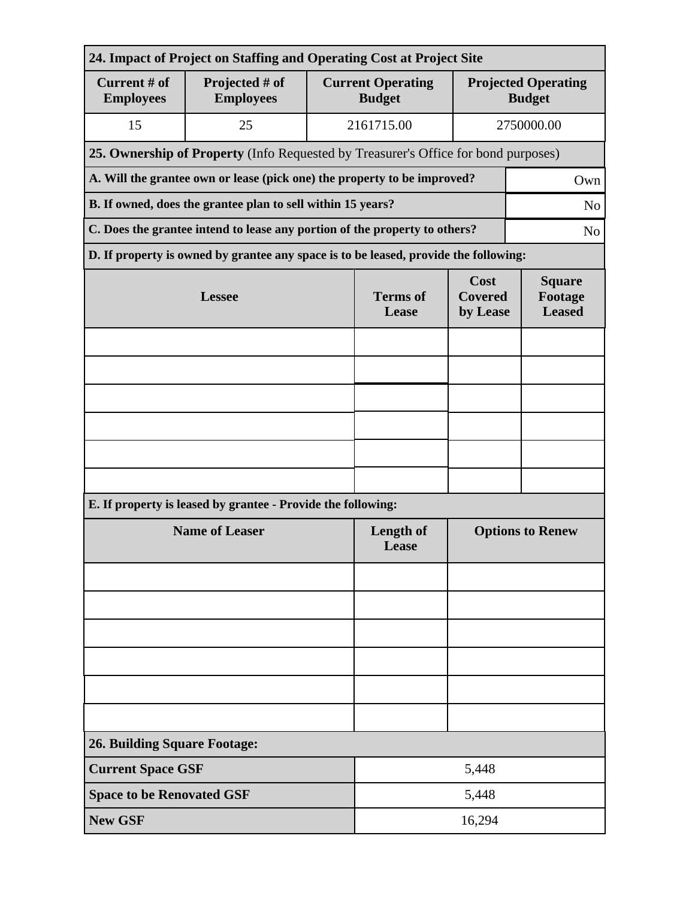**24. Impact of Project on Staffing and Operating Cost at Project Site**

| Current # of Employees | Projected # of Employees | Current Operating Budget | Projected Operating Budget |
|---|---|---|---|
| 15 | 25 | 2161715.00 | 2750000.00 |

**25. Ownership of Property** (Info Requested by Treasurer's Office for bond purposes)

| | |
|---|---|
| **A. Will the grantee own or lease (pick one) the property to be improved?** | Own |
| **B. If owned, does the grantee plan to sell within 15 years?** | No |
| **C. Does the grantee intend to lease any portion of the property to others?** | No |

**D. If property is owned by grantee any space is to be leased, provide the following:**

| Lessee | Terms of Lease | Cost Covered by Lease | Square Footage Leased |
|---|---|---|---|
| | | | |
| | | | |
| | | | |
| | | | |
| | | | |
| | | | |

**E. If property is leased by grantee - Provide the following:**

| Name of Leaser | Length of Lease | Options to Renew |
|---|---|---|
| | | |
| | | |
| | | |
| | | |
| | | |
| | | |

**26. Building Square Footage:**

| | |
|---|---|
| **Current Space GSF** | 5,448 |
| **Space to be Renovated GSF** | 5,448 |
| **New GSF** | 16,294 |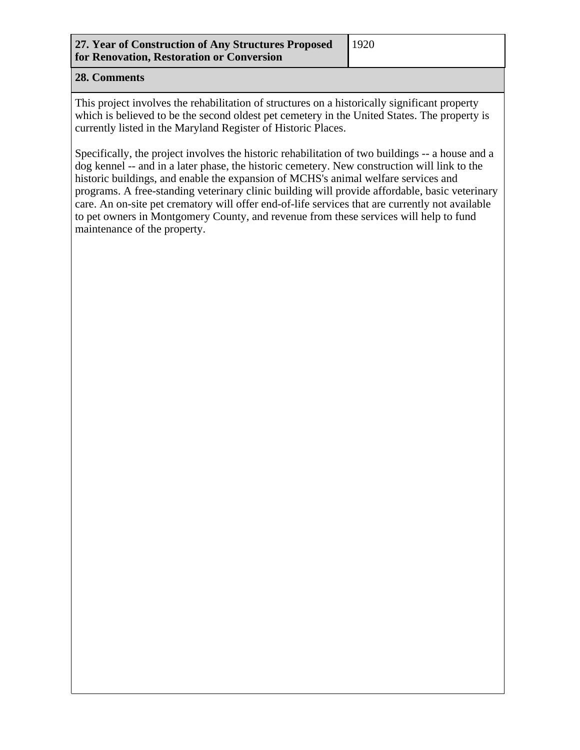| 27. Year of Construction of Any Structures Proposed for Renovation, Restoration or Conversion | 1920 |
| --- | --- |

**28. Comments**

This project involves the rehabilitation of structures on a historically significant property which is believed to be the second oldest pet cemetery in the United States. The property is currently listed in the Maryland Register of Historic Places.

Specifically, the project involves the historic rehabilitation of two buildings -- a house and a dog kennel -- and in a later phase, the historic cemetery. New construction will link to the historic buildings, and enable the expansion of MCHS's animal welfare services and programs. A free-standing veterinary clinic building will provide affordable, basic veterinary care. An on-site pet crematory will offer end-of-life services that are currently not available to pet owners in Montgomery County, and revenue from these services will help to fund maintenance of the property.